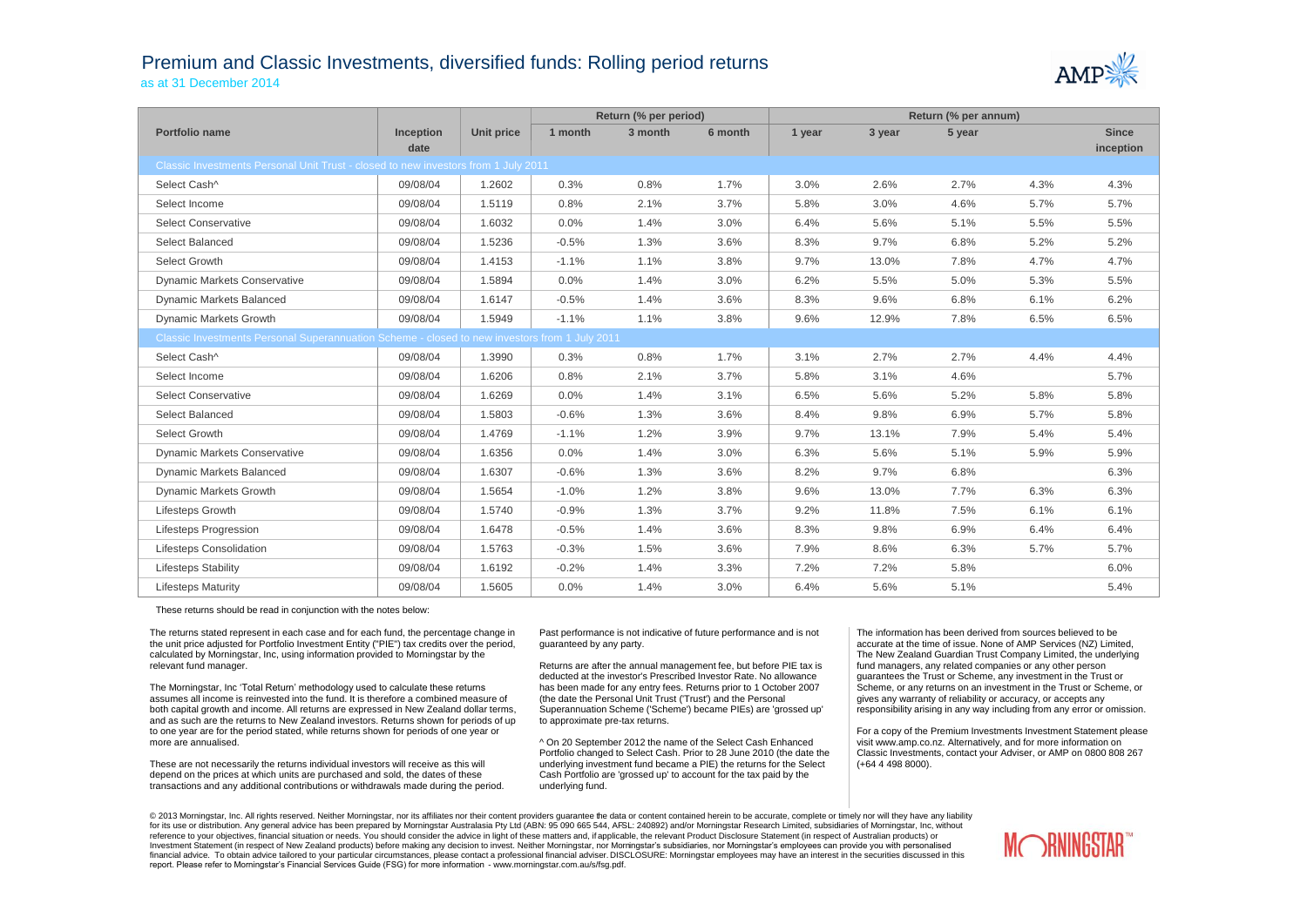# Premium and Classic Investments, diversified funds: Rolling period returns

as at 31 December 2014

| Portfolio name | Inception date | Unit price | Return (% per period) | | | Return (% per annum) | | | | |
|---|---|---|---|---|---|---|---|---|---|---|
| | | | 1 month | 3 month | 6 month | 1 year | 3 year | 5 year | | Since inception |
| **Classic Investments Personal Unit Trust - closed to new investors from 1 July 2011** | | | | | | | | | | |
| Select Cash^ | 09/08/04 | 1.2602 | 0.3% | 0.8% | 1.7% | 3.0% | 2.6% | 2.7% | 4.3% | 4.3% |
| Select Income | 09/08/04 | 1.5119 | 0.8% | 2.1% | 3.7% | 5.8% | 3.0% | 4.6% | 5.7% | 5.7% |
| Select Conservative | 09/08/04 | 1.6032 | 0.0% | 1.4% | 3.0% | 6.4% | 5.6% | 5.1% | 5.5% | 5.5% |
| Select Balanced | 09/08/04 | 1.5236 | -0.5% | 1.3% | 3.6% | 8.3% | 9.7% | 6.8% | 5.2% | 5.2% |
| Select Growth | 09/08/04 | 1.4153 | -1.1% | 1.1% | 3.8% | 9.7% | 13.0% | 7.8% | 4.7% | 4.7% |
| Dynamic Markets Conservative | 09/08/04 | 1.5894 | 0.0% | 1.4% | 3.0% | 6.2% | 5.5% | 5.0% | 5.3% | 5.5% |
| Dynamic Markets Balanced | 09/08/04 | 1.6147 | -0.5% | 1.4% | 3.6% | 8.3% | 9.6% | 6.8% | 6.1% | 6.2% |
| Dynamic Markets Growth | 09/08/04 | 1.5949 | -1.1% | 1.1% | 3.8% | 9.6% | 12.9% | 7.8% | 6.5% | 6.5% |
| **Classic Investments Personal Superannuation Scheme - closed to new investors from 1 July 2011** | | | | | | | | | | |
| Select Cash^ | 09/08/04 | 1.3990 | 0.3% | 0.8% | 1.7% | 3.1% | 2.7% | 2.7% | 4.4% | 4.4% |
| Select Income | 09/08/04 | 1.6206 | 0.8% | 2.1% | 3.7% | 5.8% | 3.1% | 4.6% | | 5.7% |
| Select Conservative | 09/08/04 | 1.6269 | 0.0% | 1.4% | 3.1% | 6.5% | 5.6% | 5.2% | 5.8% | 5.8% |
| Select Balanced | 09/08/04 | 1.5803 | -0.6% | 1.3% | 3.6% | 8.4% | 9.8% | 6.9% | 5.7% | 5.8% |
| Select Growth | 09/08/04 | 1.4769 | -1.1% | 1.2% | 3.9% | 9.7% | 13.1% | 7.9% | 5.4% | 5.4% |
| Dynamic Markets Conservative | 09/08/04 | 1.6356 | 0.0% | 1.4% | 3.0% | 6.3% | 5.6% | 5.1% | 5.9% | 5.9% |
| Dynamic Markets Balanced | 09/08/04 | 1.6307 | -0.6% | 1.3% | 3.6% | 8.2% | 9.7% | 6.8% | | 6.3% |
| Dynamic Markets Growth | 09/08/04 | 1.5654 | -1.0% | 1.2% | 3.8% | 9.6% | 13.0% | 7.7% | 6.3% | 6.3% |
| Lifesteps Growth | 09/08/04 | 1.5740 | -0.9% | 1.3% | 3.7% | 9.2% | 11.8% | 7.5% | 6.1% | 6.1% |
| Lifesteps Progression | 09/08/04 | 1.6478 | -0.5% | 1.4% | 3.6% | 8.3% | 9.8% | 6.9% | 6.4% | 6.4% |
| Lifesteps Consolidation | 09/08/04 | 1.5763 | -0.3% | 1.5% | 3.6% | 7.9% | 8.6% | 6.3% | 5.7% | 5.7% |
| Lifesteps Stability | 09/08/04 | 1.6192 | -0.2% | 1.4% | 3.3% | 7.2% | 7.2% | 5.8% | | 6.0% |
| Lifesteps Maturity | 09/08/04 | 1.5605 | 0.0% | 1.4% | 3.0% | 6.4% | 5.6% | 5.1% | | 5.4% |

These returns should be read in conjunction with the notes below:

The returns stated represent in each case and for each fund, the percentage change in the unit price adjusted for Portfolio Investment Entity ("PIE") tax credits over the period, calculated by Morningstar, Inc, using information provided to Morningstar by the relevant fund manager.

The Morningstar, Inc 'Total Return' methodology used to calculate these returns assumes all income is reinvested into the fund. It is therefore a combined measure of both capital growth and income. All returns are expressed in New Zealand dollar terms, and as such are the returns to New Zealand investors. Returns shown for periods of up to one year are for the period stated, while returns shown for periods of one year or more are annualised.

These are not necessarily the returns individual investors will receive as this will depend on the prices at which units are purchased and sold, the dates of these transactions and any additional contributions or withdrawals made during the period.

Past performance is not indicative of future performance and is not guaranteed by any party.

Returns are after the annual management fee, but before PIE tax is deducted at the investor's Prescribed Investor Rate. No allowance has been made for any entry fees. Returns prior to 1 October 2007 (the date the Personal Unit Trust ('Trust') and the Personal Superannuation Scheme ('Scheme') became PIEs) are 'grossed up' to approximate pre-tax returns.

^ On 20 September 2012 the name of the Select Cash Enhanced Portfolio changed to Select Cash. Prior to 28 June 2010 (the date the underlying investment fund became a PIE) the returns for the Select Cash Portfolio are 'grossed up' to account for the tax paid by the underlying fund.

The information has been derived from sources believed to be accurate at the time of issue. None of AMP Services (NZ) Limited, The New Zealand Guardian Trust Company Limited, the underlying fund managers, any related companies or any other person guarantees the Trust or Scheme, any investment in the Trust or Scheme, or any returns on an investment in the Trust or Scheme, or gives any warranty of reliability or accuracy, or accepts any responsibility arising in any way including from any error or omission.

For a copy of the Premium Investments Investment Statement please visit www.amp.co.nz. Alternatively, and for more information on Classic Investments, contact your Adviser, or AMP on 0800 808 267 (+64 4 498 8000).

© 2013 Morningstar, Inc. All rights reserved. Neither Morningstar, nor its affiliates nor their content providers guarantee the data or content contained herein to be accurate, complete or timely nor will they have any liability for its use or distribution. Any general advice has been prepared by Morningstar Australasia Pty Ltd (ABN: 95 090 665 544, AFSL: 240892) and/or Morningstar Research Limited, subsidiaries of Morningstar, Inc, without reference to your objectives, financial situation or needs. You should consider the advice in light of these matters and, if applicable, the relevant Product Disclosure Statement (in respect of Australian products) or Investment Statement (in respect of New Zealand products) before making any decision to invest. Neither Morningstar, nor Morningstar's subsidiaries, nor Morningstar's employees can provide you with personalised financial advice. To obtain advice tailored to your particular circumstances, please contact a professional financial adviser. DISCLOSURE: Morningstar employees may have an interest in the securities discussed in this report. Please refer to Morningstar's Financial Services Guide (FSG) for more information - www.morningstar.com.au/s/fsg.pdf.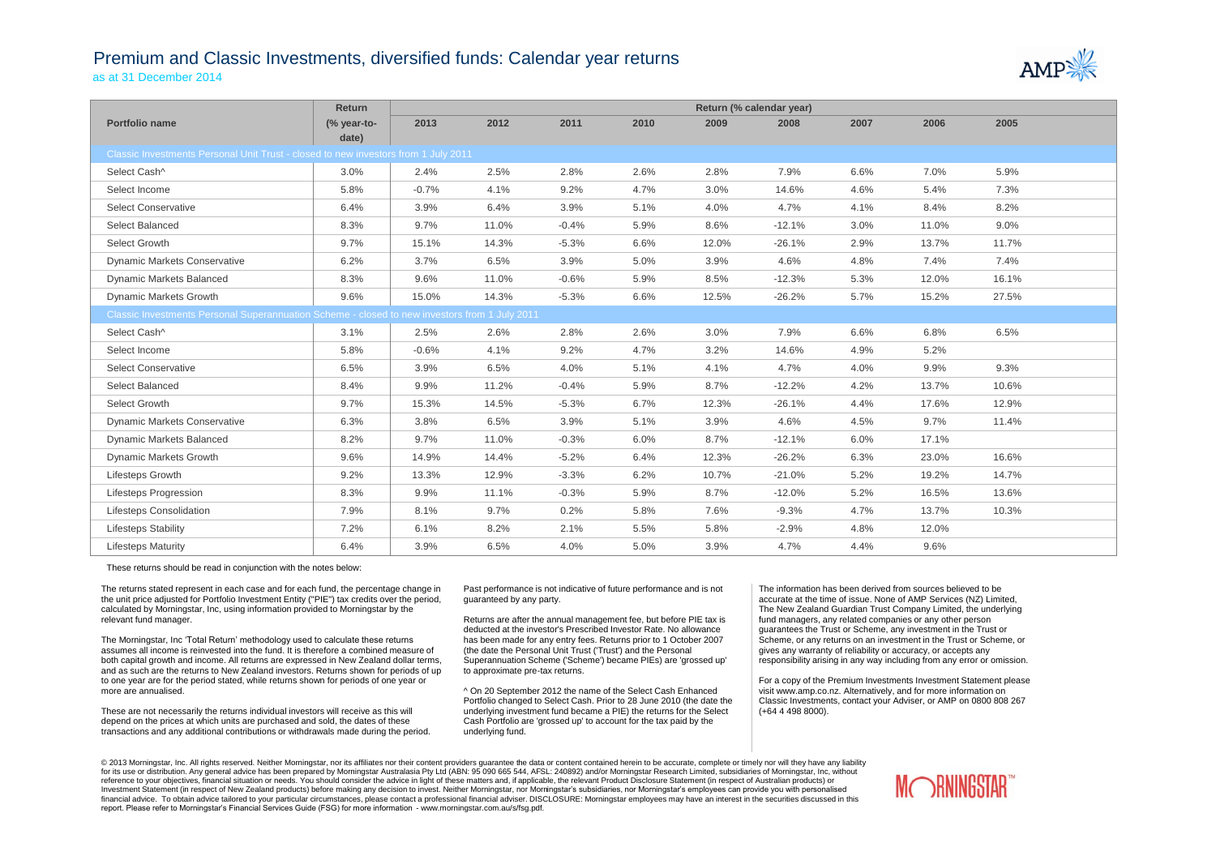# Premium and Classic Investments, diversified funds: Calendar year returns

as at 31 December 2014

| Portfolio name | Return (% year-to-date) | Return (% calendar year) | | | | | | | | |
|---|---|---|---|---|---|---|---|---|---|---|
| | | 2013 | 2012 | 2011 | 2010 | 2009 | 2008 | 2007 | 2006 | 2005 |
| **Classic Investments Personal Unit Trust - closed to new investors from 1 July 2011** | | | | | | | | | | |
| Select Cash^ | 3.0% | 2.4% | 2.5% | 2.8% | 2.6% | 2.8% | 7.9% | 6.6% | 7.0% | 5.9% |
| Select Income | 5.8% | -0.7% | 4.1% | 9.2% | 4.7% | 3.0% | 14.6% | 4.6% | 5.4% | 7.3% |
| Select Conservative | 6.4% | 3.9% | 6.4% | 3.9% | 5.1% | 4.0% | 4.7% | 4.1% | 8.4% | 8.2% |
| Select Balanced | 8.3% | 9.7% | 11.0% | -0.4% | 5.9% | 8.6% | -12.1% | 3.0% | 11.0% | 9.0% |
| Select Growth | 9.7% | 15.1% | 14.3% | -5.3% | 6.6% | 12.0% | -26.1% | 2.9% | 13.7% | 11.7% |
| Dynamic Markets Conservative | 6.2% | 3.7% | 6.5% | 3.9% | 5.0% | 3.9% | 4.6% | 4.8% | 7.4% | 7.4% |
| Dynamic Markets Balanced | 8.3% | 9.6% | 11.0% | -0.6% | 5.9% | 8.5% | -12.3% | 5.3% | 12.0% | 16.1% |
| Dynamic Markets Growth | 9.6% | 15.0% | 14.3% | -5.3% | 6.6% | 12.5% | -26.2% | 5.7% | 15.2% | 27.5% |
| **Classic Investments Personal Superannuation Scheme - closed to new investors from 1 July 2011** | | | | | | | | | | |
| Select Cash^ | 3.1% | 2.5% | 2.6% | 2.8% | 2.6% | 3.0% | 7.9% | 6.6% | 6.8% | 6.5% |
| Select Income | 5.8% | -0.6% | 4.1% | 9.2% | 4.7% | 3.2% | 14.6% | 4.9% | 5.2% | |
| Select Conservative | 6.5% | 3.9% | 6.5% | 4.0% | 5.1% | 4.1% | 4.7% | 4.0% | 9.9% | 9.3% |
| Select Balanced | 8.4% | 9.9% | 11.2% | -0.4% | 5.9% | 8.7% | -12.2% | 4.2% | 13.7% | 10.6% |
| Select Growth | 9.7% | 15.3% | 14.5% | -5.3% | 6.7% | 12.3% | -26.1% | 4.4% | 17.6% | 12.9% |
| Dynamic Markets Conservative | 6.3% | 3.8% | 6.5% | 3.9% | 5.1% | 3.9% | 4.6% | 4.5% | 9.7% | 11.4% |
| Dynamic Markets Balanced | 8.2% | 9.7% | 11.0% | -0.3% | 6.0% | 8.7% | -12.1% | 6.0% | 17.1% | |
| Dynamic Markets Growth | 9.6% | 14.9% | 14.4% | -5.2% | 6.4% | 12.3% | -26.2% | 6.3% | 23.0% | 16.6% |
| Lifesteps Growth | 9.2% | 13.3% | 12.9% | -3.3% | 6.2% | 10.7% | -21.0% | 5.2% | 19.2% | 14.7% |
| Lifesteps Progression | 8.3% | 9.9% | 11.1% | -0.3% | 5.9% | 8.7% | -12.0% | 5.2% | 16.5% | 13.6% |
| Lifesteps Consolidation | 7.9% | 8.1% | 9.7% | 0.2% | 5.8% | 7.6% | -9.3% | 4.7% | 13.7% | 10.3% |
| Lifesteps Stability | 7.2% | 6.1% | 8.2% | 2.1% | 5.5% | 5.8% | -2.9% | 4.8% | 12.0% | |
| Lifesteps Maturity | 6.4% | 3.9% | 6.5% | 4.0% | 5.0% | 3.9% | 4.7% | 4.4% | 9.6% | |

These returns should be read in conjunction with the notes below:

The returns stated represent in each case and for each fund, the percentage change in the unit price adjusted for Portfolio Investment Entity ("PIE") tax credits over the period, calculated by Morningstar, Inc, using information provided to Morningstar by the relevant fund manager.

The Morningstar, Inc 'Total Return' methodology used to calculate these returns assumes all income is reinvested into the fund. It is therefore a combined measure of both capital growth and income. All returns are expressed in New Zealand dollar terms, and as such are the returns to New Zealand investors. Returns shown for periods of up to one year are for the period stated, while returns shown for periods of one year or more are annualised.

These are not necessarily the returns individual investors will receive as this will depend on the prices at which units are purchased and sold, the dates of these transactions and any additional contributions or withdrawals made during the period.

Past performance is not indicative of future performance and is not guaranteed by any party.

Returns are after the annual management fee, but before PIE tax is deducted at the investor's Prescribed Investor Rate. No allowance has been made for any entry fees. Returns prior to 1 October 2007 (the date the Personal Unit Trust ('Trust') and the Personal Superannuation Scheme ('Scheme') became PIEs) are 'grossed up' to approximate pre-tax returns.

^ On 20 September 2012 the name of the Select Cash Enhanced Portfolio changed to Select Cash. Prior to 28 June 2010 (the date the underlying investment fund became a PIE) the returns for the Select Cash Portfolio are 'grossed up' to account for the tax paid by the underlying fund.

The information has been derived from sources believed to be accurate at the time of issue. None of AMP Services (NZ) Limited, The New Zealand Guardian Trust Company Limited, the underlying fund managers, any related companies or any other person guarantees the Trust or Scheme, any investment in the Trust or Scheme, or any returns on an investment in the Trust or Scheme, or gives any warranty of reliability or accuracy, or accepts any responsibility arising in any way including from any error or omission.

For a copy of the Premium Investments Investment Statement please visit www.amp.co.nz. Alternatively, and for more information on Classic Investments, contact your Adviser, or AMP on 0800 808 267 (+64 4 498 8000).

© 2013 Morningstar, Inc. All rights reserved. Neither Morningstar, nor its affiliates nor their content providers guarantee the data or content contained herein to be accurate, complete or timely nor will they have any liability for its use or distribution. Any general advice has been prepared by Morningstar Australasia Pty Ltd (ABN: 95 090 665 544, AFSL: 240892) and/or Morningstar Research Limited, subsidiaries of Morningstar, Inc, without reference to your objectives, financial situation or needs. You should consider the advice in light of these matters and, if applicable, the relevant Product Disclosure Statement (in respect of Australian products) or Investment Statement (in respect of New Zealand products) before making any decision to invest. Neither Morningstar, nor Morningstar's subsidiaries, nor Morningstar's employees can provide you with personalised financial advice. To obtain advice tailored to your particular circumstances, please contact a professional financial adviser. DISCLOSURE: Morningstar employees may have an interest in the securities discussed in this report. Please refer to Morningstar's Financial Services Guide (FSG) for more information - www.morningstar.com.au/s/fsg.pdf.